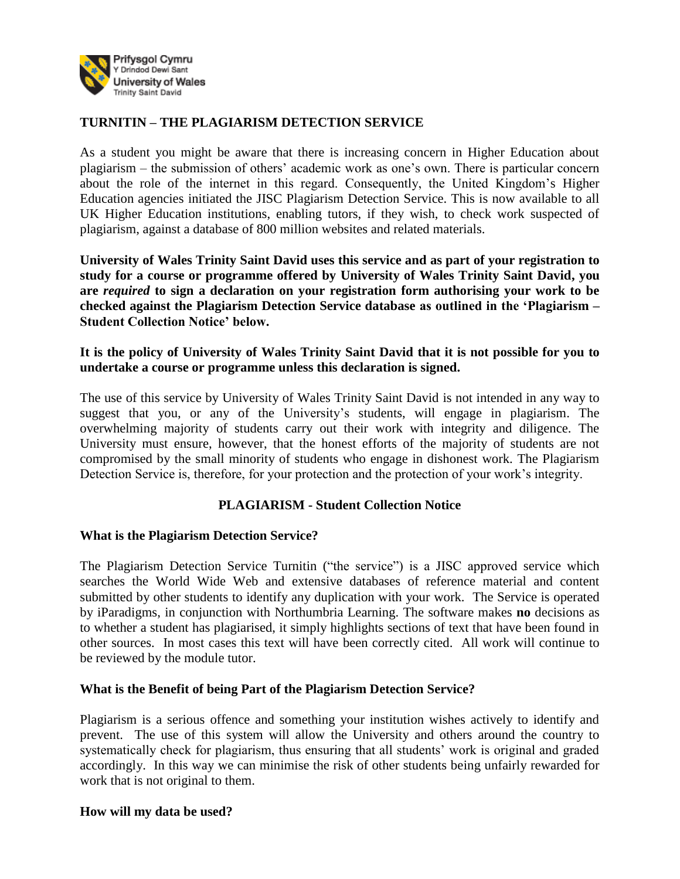# TURNITIN – THE PLAGIARISM DETECTION SERVICE

As a student you might be aware that there is increasing concern in Higher Education about plagiarism – the submission of others' academic work as one's own. There is particular concern about the role of the internet in this regard. Consequently, the United Kingdom's Higher Education agencies initiated the JISC Plagiarism Detection Service. This is now available to all UK Higher Education institutions, enabling tutors, if they wish, to check work suspected of plagiarism, against a database of 800 million websites and related materials.

**University of Wales Trinity Saint David uses this service and as part of your registration to study for a course or programme offered by University of Wales Trinity Saint David, you are *required* to sign a declaration on your registration form authorising your work to be checked against the Plagiarism Detection Service database as outlined in the 'Plagiarism – Student Collection Notice' below.**

**It is the policy of University of Wales Trinity Saint David that it is not possible for you to undertake a course or programme unless this declaration is signed.**

The use of this service by University of Wales Trinity Saint David is not intended in any way to suggest that you, or any of the University's students, will engage in plagiarism. The overwhelming majority of students carry out their work with integrity and diligence. The University must ensure, however, that the honest efforts of the majority of students are not compromised by the small minority of students who engage in dishonest work. The Plagiarism Detection Service is, therefore, for your protection and the protection of your work's integrity.

## PLAGIARISM - Student Collection Notice

### What is the Plagiarism Detection Service?

The Plagiarism Detection Service Turnitin ("the service") is a JISC approved service which searches the World Wide Web and extensive databases of reference material and content submitted by other students to identify any duplication with your work. The Service is operated by iParadigms, in conjunction with Northumbria Learning. The software makes **no** decisions as to whether a student has plagiarised, it simply highlights sections of text that have been found in other sources. In most cases this text will have been correctly cited. All work will continue to be reviewed by the module tutor.

### What is the Benefit of being Part of the Plagiarism Detection Service?

Plagiarism is a serious offence and something your institution wishes actively to identify and prevent. The use of this system will allow the University and others around the country to systematically check for plagiarism, thus ensuring that all students' work is original and graded accordingly. In this way we can minimise the risk of other students being unfairly rewarded for work that is not original to them.

### How will my data be used?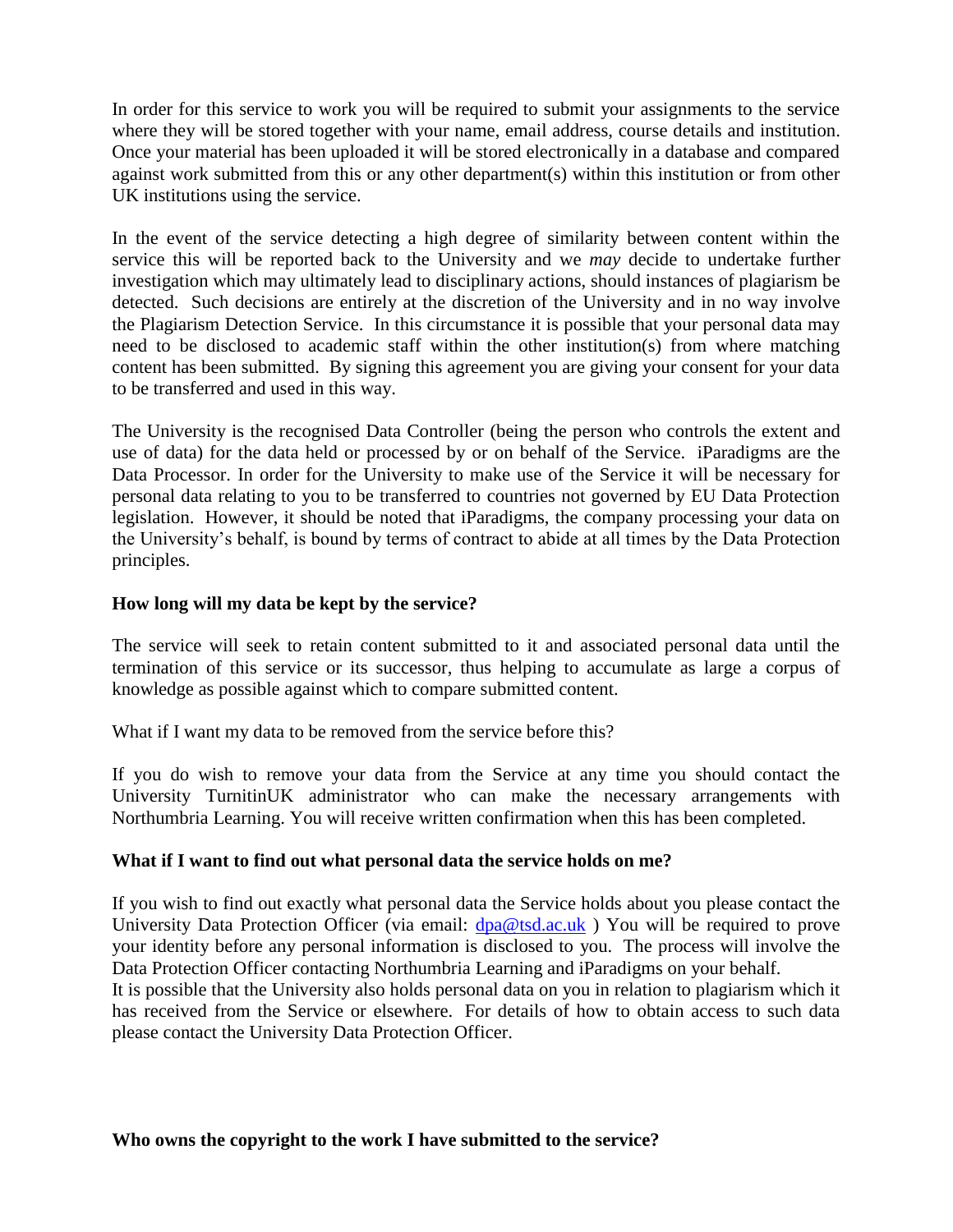In order for this service to work you will be required to submit your assignments to the service where they will be stored together with your name, email address, course details and institution. Once your material has been uploaded it will be stored electronically in a database and compared against work submitted from this or any other department(s) within this institution or from other UK institutions using the service.

In the event of the service detecting a high degree of similarity between content within the service this will be reported back to the University and we *may* decide to undertake further investigation which may ultimately lead to disciplinary actions, should instances of plagiarism be detected. Such decisions are entirely at the discretion of the University and in no way involve the Plagiarism Detection Service. In this circumstance it is possible that your personal data may need to be disclosed to academic staff within the other institution(s) from where matching content has been submitted. By signing this agreement you are giving your consent for your data to be transferred and used in this way.

The University is the recognised Data Controller (being the person who controls the extent and use of data) for the data held or processed by or on behalf of the Service. iParadigms are the Data Processor. In order for the University to make use of the Service it will be necessary for personal data relating to you to be transferred to countries not governed by EU Data Protection legislation. However, it should be noted that iParadigms, the company processing your data on the University's behalf, is bound by terms of contract to abide at all times by the Data Protection principles.

**How long will my data be kept by the service?**

The service will seek to retain content submitted to it and associated personal data until the termination of this service or its successor, thus helping to accumulate as large a corpus of knowledge as possible against which to compare submitted content.

What if I want my data to be removed from the service before this?

If you do wish to remove your data from the Service at any time you should contact the University TurnitinUK administrator who can make the necessary arrangements with Northumbria Learning. You will receive written confirmation when this has been completed.

**What if I want to find out what personal data the service holds on me?**

If you wish to find out exactly what personal data the Service holds about you please contact the University Data Protection Officer (via email: [dpa@tsd.ac.uk](mailto:dpa@tsd.ac.uk) ) You will be required to prove your identity before any personal information is disclosed to you. The process will involve the Data Protection Officer contacting Northumbria Learning and iParadigms on your behalf.
It is possible that the University also holds personal data on you in relation to plagiarism which it has received from the Service or elsewhere. For details of how to obtain access to such data please contact the University Data Protection Officer.

**Who owns the copyright to the work I have submitted to the service?**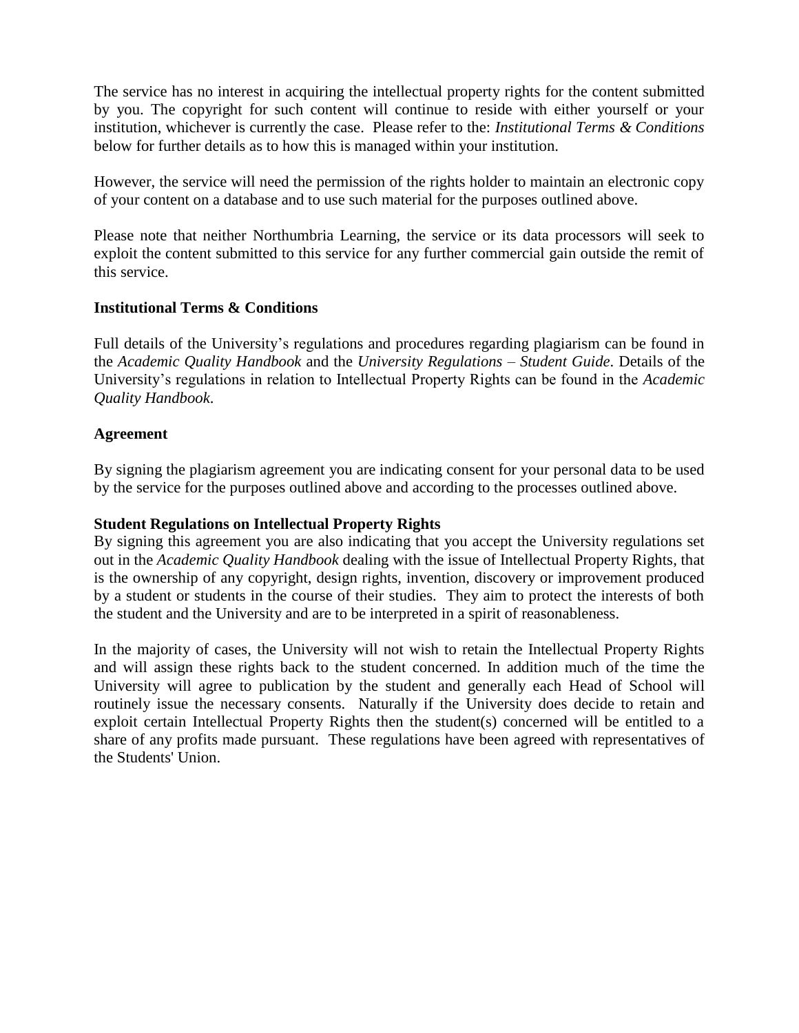The service has no interest in acquiring the intellectual property rights for the content submitted by you. The copyright for such content will continue to reside with either yourself or your institution, whichever is currently the case. Please refer to the: *Institutional Terms & Conditions* below for further details as to how this is managed within your institution.

However, the service will need the permission of the rights holder to maintain an electronic copy of your content on a database and to use such material for the purposes outlined above.

Please note that neither Northumbria Learning, the service or its data processors will seek to exploit the content submitted to this service for any further commercial gain outside the remit of this service.

**Institutional Terms & Conditions**

Full details of the University's regulations and procedures regarding plagiarism can be found in the *Academic Quality Handbook* and the *University Regulations – Student Guide*. Details of the University's regulations in relation to Intellectual Property Rights can be found in the *Academic Quality Handbook*.

**Agreement**

By signing the plagiarism agreement you are indicating consent for your personal data to be used by the service for the purposes outlined above and according to the processes outlined above.

**Student Regulations on Intellectual Property Rights**

By signing this agreement you are also indicating that you accept the University regulations set out in the *Academic Quality Handbook* dealing with the issue of Intellectual Property Rights, that is the ownership of any copyright, design rights, invention, discovery or improvement produced by a student or students in the course of their studies. They aim to protect the interests of both the student and the University and are to be interpreted in a spirit of reasonableness.

In the majority of cases, the University will not wish to retain the Intellectual Property Rights and will assign these rights back to the student concerned. In addition much of the time the University will agree to publication by the student and generally each Head of School will routinely issue the necessary consents. Naturally if the University does decide to retain and exploit certain Intellectual Property Rights then the student(s) concerned will be entitled to a share of any profits made pursuant. These regulations have been agreed with representatives of the Students' Union.